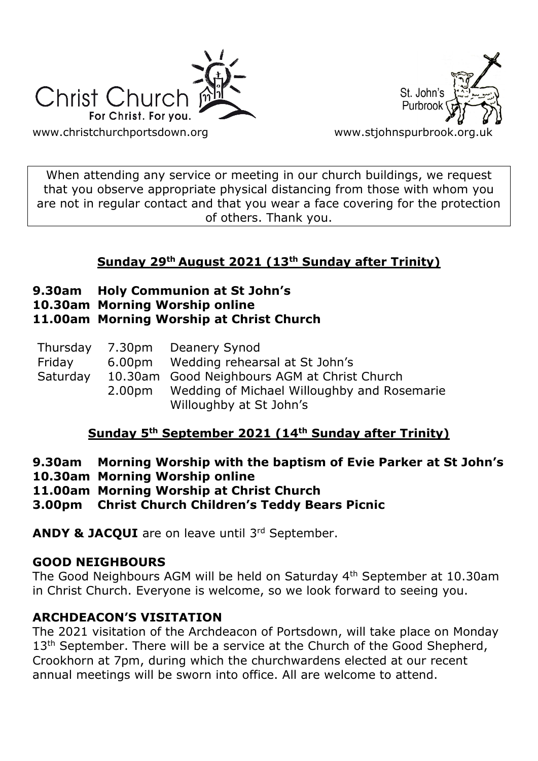Christ Church
For Christ. For you.
www.christchurchportsdown.org

St. John's Purbrook
www.stjohnspurbrook.org.uk

When attending any service or meeting in our church buildings, we request that you observe appropriate physical distancing from those with whom you are not in regular contact and that you wear a face covering for the protection of others. Thank you.

## Sunday 29th August 2021 (13th Sunday after Trinity)

**9.30am Holy Communion at St John's**
**10.30am Morning Worship online**
**11.00am Morning Worship at Christ Church**

| | | |
|---|---|---|
| Thursday | 7.30pm | Deanery Synod |
| Friday | 6.00pm | Wedding rehearsal at St John's |
| Saturday | 10.30am | Good Neighbours AGM at Christ Church |
| | 2.00pm | Wedding of Michael Willoughby and Rosemarie Willoughby at St John's |

## Sunday 5th September 2021 (14th Sunday after Trinity)

**9.30am Morning Worship with the baptism of Evie Parker at St John's**
**10.30am Morning Worship online**
**11.00am Morning Worship at Christ Church**
**3.00pm Christ Church Children's Teddy Bears Picnic**

**ANDY & JACQUI** are on leave until 3rd September.

### GOOD NEIGHBOURS

The Good Neighbours AGM will be held on Saturday 4th September at 10.30am in Christ Church. Everyone is welcome, so we look forward to seeing you.

### ARCHDEACON'S VISITATION

The 2021 visitation of the Archdeacon of Portsdown, will take place on Monday 13th September. There will be a service at the Church of the Good Shepherd, Crookhorn at 7pm, during which the churchwardens elected at our recent annual meetings will be sworn into office. All are welcome to attend.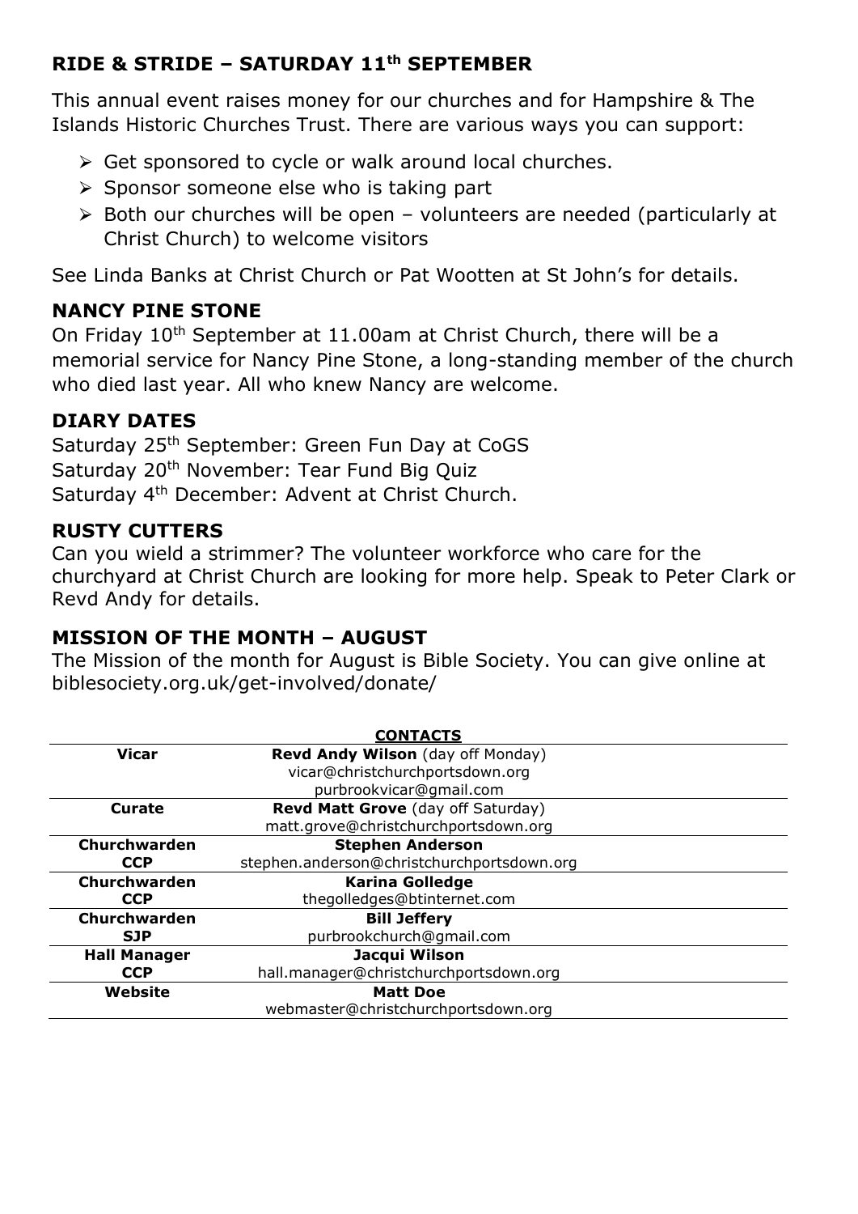## RIDE & STRIDE – SATURDAY 11th SEPTEMBER

This annual event raises money for our churches and for Hampshire & The Islands Historic Churches Trust. There are various ways you can support:

- Get sponsored to cycle or walk around local churches.
- Sponsor someone else who is taking part
- Both our churches will be open – volunteers are needed (particularly at Christ Church) to welcome visitors

See Linda Banks at Christ Church or Pat Wootten at St John's for details.

## NANCY PINE STONE

On Friday 10th September at 11.00am at Christ Church, there will be a memorial service for Nancy Pine Stone, a long-standing member of the church who died last year. All who knew Nancy are welcome.

## DIARY DATES

Saturday 25th September: Green Fun Day at CoGS
Saturday 20th November: Tear Fund Big Quiz
Saturday 4th December: Advent at Christ Church.

## RUSTY CUTTERS

Can you wield a strimmer? The volunteer workforce who care for the churchyard at Christ Church are looking for more help. Speak to Peter Clark or Revd Andy for details.

## MISSION OF THE MONTH – AUGUST

The Mission of the month for August is Bible Society. You can give online at biblesociety.org.uk/get-involved/donate/

**CONTACTS**

| | |
|---|---|
| **Vicar** | **Revd Andy Wilson** (day off Monday)<br>vicar@christchurchportsdown.org<br>purbrookvicar@gmail.com |
| **Curate** | **Revd Matt Grove** (day off Saturday)<br>matt.grove@christchurchportsdown.org |
| **Churchwarden CCP** | **Stephen Anderson**<br>stephen.anderson@christchurchportsdown.org |
| **Churchwarden CCP** | **Karina Golledge**<br>thegolledges@btinternet.com |
| **Churchwarden SJP** | **Bill Jeffery**<br>purbrookchurch@gmail.com |
| **Hall Manager CCP** | **Jacqui Wilson**<br>hall.manager@christchurchportsdown.org |
| **Website** | **Matt Doe**<br>webmaster@christchurchportsdown.org |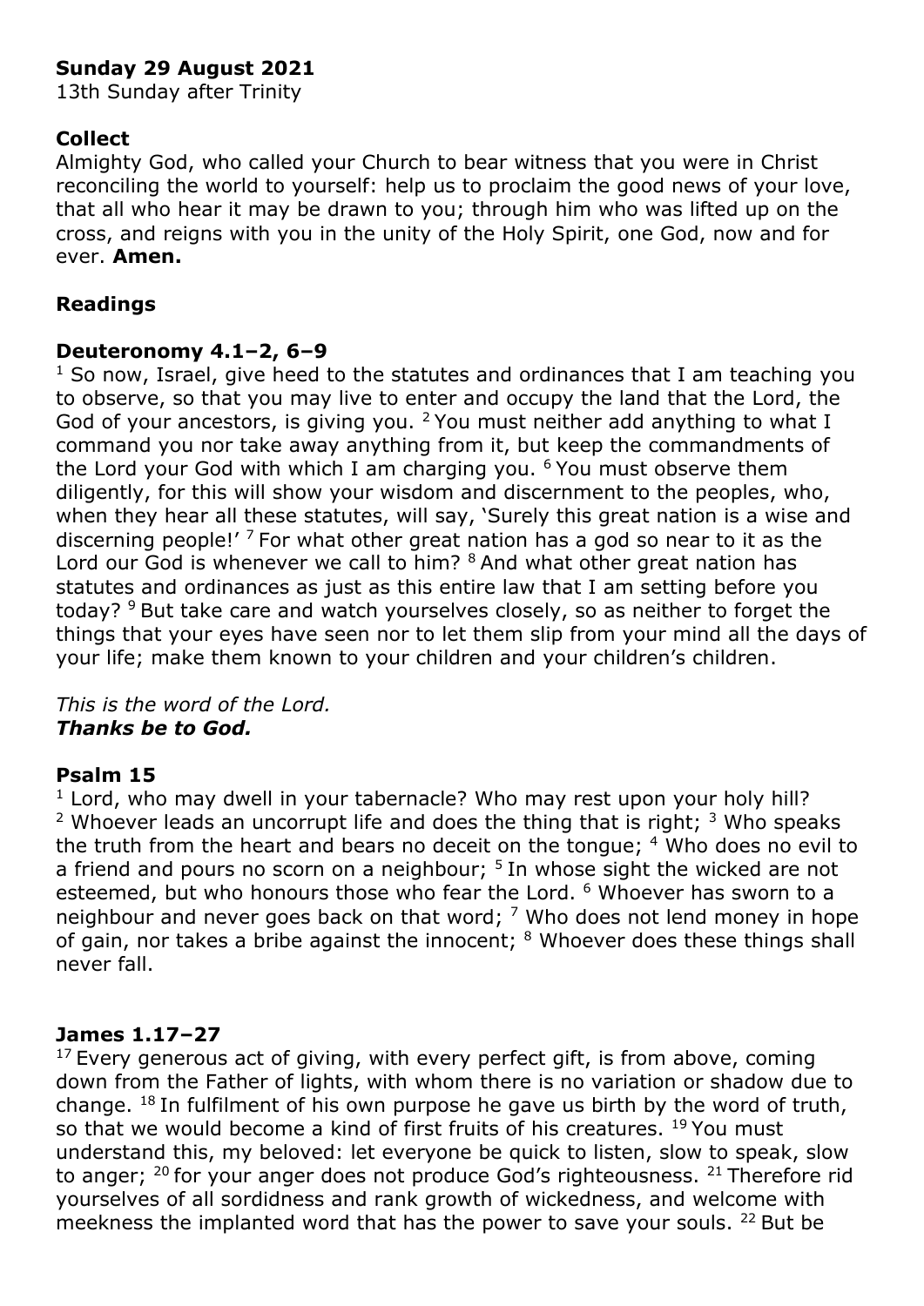**Sunday 29 August 2021**
13th Sunday after Trinity

**Collect**
Almighty God, who called your Church to bear witness that you were in Christ reconciling the world to yourself: help us to proclaim the good news of your love, that all who hear it may be drawn to you; through him who was lifted up on the cross, and reigns with you in the unity of the Holy Spirit, one God, now and for ever. **Amen.**

**Readings**

**Deuteronomy 4.1–2, 6–9**
[1] So now, Israel, give heed to the statutes and ordinances that I am teaching you to observe, so that you may live to enter and occupy the land that the Lord, the God of your ancestors, is giving you. [2] You must neither add anything to what I command you nor take away anything from it, but keep the commandments of the Lord your God with which I am charging you. [6] You must observe them diligently, for this will show your wisdom and discernment to the peoples, who, when they hear all these statutes, will say, 'Surely this great nation is a wise and discerning people!' [7] For what other great nation has a god so near to it as the Lord our God is whenever we call to him? [8] And what other great nation has statutes and ordinances as just as this entire law that I am setting before you today? [9] But take care and watch yourselves closely, so as neither to forget the things that your eyes have seen nor to let them slip from your mind all the days of your life; make them known to your children and your children's children.

*This is the word of the Lord.*
***Thanks be to God.***

**Psalm 15**
[1] Lord, who may dwell in your tabernacle? Who may rest upon your holy hill? [2] Whoever leads an uncorrupt life and does the thing that is right; [3] Who speaks the truth from the heart and bears no deceit on the tongue; [4] Who does no evil to a friend and pours no scorn on a neighbour; [5] In whose sight the wicked are not esteemed, but who honours those who fear the Lord. [6] Whoever has sworn to a neighbour and never goes back on that word; [7] Who does not lend money in hope of gain, nor takes a bribe against the innocent; [8] Whoever does these things shall never fall.

**James 1.17–27**
[17] Every generous act of giving, with every perfect gift, is from above, coming down from the Father of lights, with whom there is no variation or shadow due to change. [18] In fulfilment of his own purpose he gave us birth by the word of truth, so that we would become a kind of first fruits of his creatures. [19] You must understand this, my beloved: let everyone be quick to listen, slow to speak, slow to anger; [20] for your anger does not produce God's righteousness. [21] Therefore rid yourselves of all sordidness and rank growth of wickedness, and welcome with meekness the implanted word that has the power to save your souls. [22] But be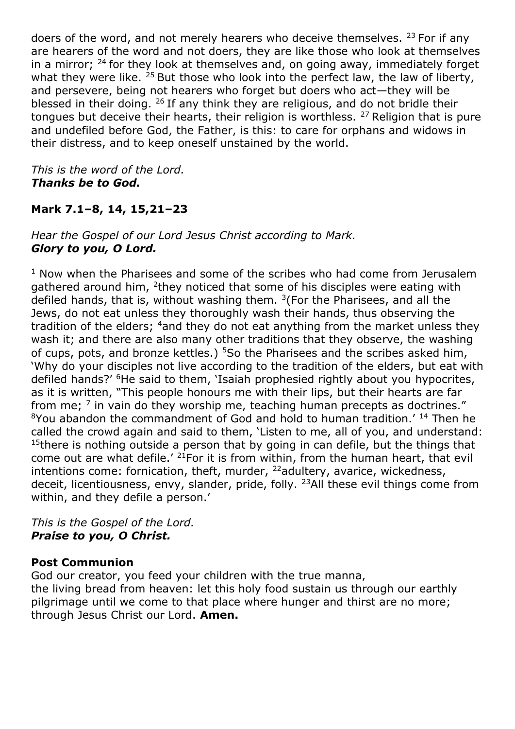doers of the word, and not merely hearers who deceive themselves. [23] For if any are hearers of the word and not doers, they are like those who look at themselves in a mirror; [24] for they look at themselves and, on going away, immediately forget what they were like. [25] But those who look into the perfect law, the law of liberty, and persevere, being not hearers who forget but doers who act—they will be blessed in their doing. [26] If any think they are religious, and do not bridle their tongues but deceive their hearts, their religion is worthless. [27] Religion that is pure and undefiled before God, the Father, is this: to care for orphans and widows in their distress, and to keep oneself unstained by the world.

*This is the word of the Lord.*
***Thanks be to God.***

**Mark 7.1–8, 14, 15,21–23**

*Hear the Gospel of our Lord Jesus Christ according to Mark.*
***Glory to you, O Lord.***

[1] Now when the Pharisees and some of the scribes who had come from Jerusalem gathered around him, [2]they noticed that some of his disciples were eating with defiled hands, that is, without washing them. [3](For the Pharisees, and all the Jews, do not eat unless they thoroughly wash their hands, thus observing the tradition of the elders; [4]and they do not eat anything from the market unless they wash it; and there are also many other traditions that they observe, the washing of cups, pots, and bronze kettles.) [5]So the Pharisees and the scribes asked him, 'Why do your disciples not live according to the tradition of the elders, but eat with defiled hands?' [6]He said to them, 'Isaiah prophesied rightly about you hypocrites, as it is written, "This people honours me with their lips, but their hearts are far from me; [7] in vain do they worship me, teaching human precepts as doctrines." [8]You abandon the commandment of God and hold to human tradition.' [14] Then he called the crowd again and said to them, 'Listen to me, all of you, and understand: [15]there is nothing outside a person that by going in can defile, but the things that come out are what defile.' [21]For it is from within, from the human heart, that evil intentions come: fornication, theft, murder, [22]adultery, avarice, wickedness, deceit, licentiousness, envy, slander, pride, folly. [23]All these evil things come from within, and they defile a person.'

*This is the Gospel of the Lord.*
***Praise to you, O Christ.***

**Post Communion**

God our creator, you feed your children with the true manna, the living bread from heaven: let this holy food sustain us through our earthly pilgrimage until we come to that place where hunger and thirst are no more; through Jesus Christ our Lord. **Amen.**